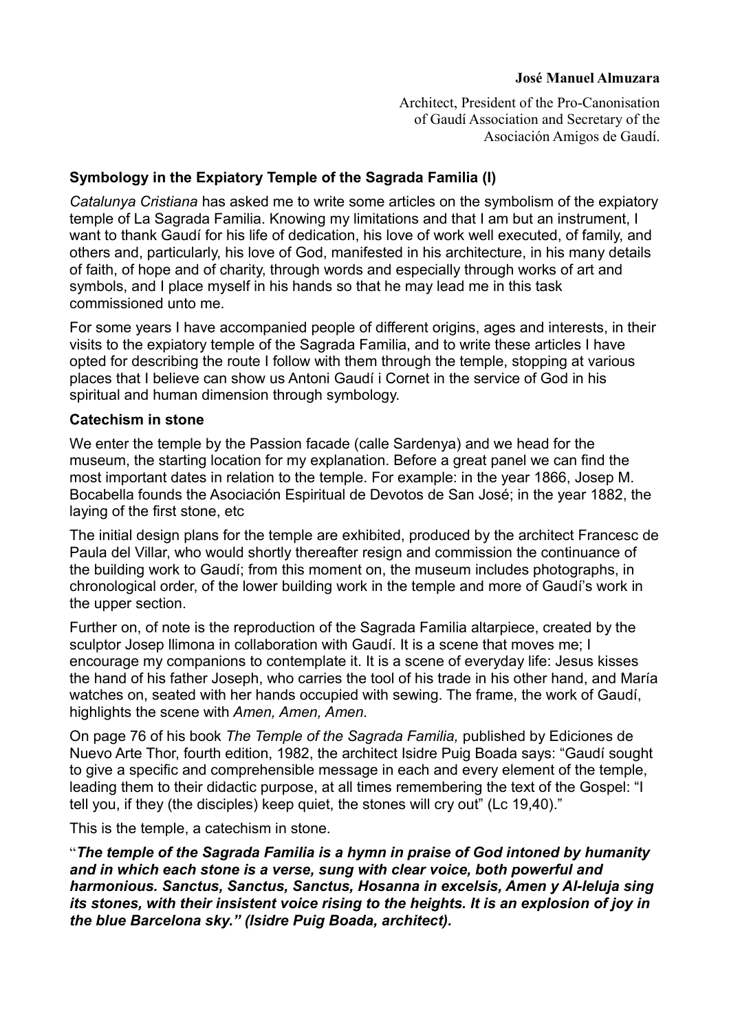**José Manuel Almuzara**

Architect, President of the Pro-Canonisation of Gaudí Association and Secretary of the Asociación Amigos de Gaudí.

## Symbology in the Expiatory Temple of the Sagrada Familia (I)

*Catalunya Cristiana* has asked me to write some articles on the symbolism of the expiatory temple of La Sagrada Familia. Knowing my limitations and that I am but an instrument, I want to thank Gaudí for his life of dedication, his love of work well executed, of family, and others and, particularly, his love of God, manifested in his architecture, in his many details of faith, of hope and of charity, through words and especially through works of art and symbols, and I place myself in his hands so that he may lead me in this task commissioned unto me.

For some years I have accompanied people of different origins, ages and interests, in their visits to the expiatory temple of the Sagrada Familia, and to write these articles I have opted for describing the route I follow with them through the temple, stopping at various places that I believe can show us Antoni Gaudí i Cornet in the service of God in his spiritual and human dimension through symbology.

### Catechism in stone

We enter the temple by the Passion facade (calle Sardenya) and we head for the museum, the starting location for my explanation. Before a great panel we can find the most important dates in relation to the temple. For example: in the year 1866, Josep M. Bocabella founds the Asociación Espiritual de Devotos de San José; in the year 1882, the laying of the first stone, etc

The initial design plans for the temple are exhibited, produced by the architect Francesc de Paula del Villar, who would shortly thereafter resign and commission the continuance of the building work to Gaudí; from this moment on, the museum includes photographs, in chronological order, of the lower building work in the temple and more of Gaudí's work in the upper section.

Further on, of note is the reproduction of the Sagrada Familia altarpiece, created by the sculptor Josep llimona in collaboration with Gaudí. It is a scene that moves me; I encourage my companions to contemplate it. It is a scene of everyday life: Jesus kisses the hand of his father Joseph, who carries the tool of his trade in his other hand, and María watches on, seated with her hands occupied with sewing. The frame, the work of Gaudí, highlights the scene with *Amen, Amen, Amen.*

On page 76 of his book *The Temple of the Sagrada Familia,* published by Ediciones de Nuevo Arte Thor, fourth edition, 1982, the architect Isidre Puig Boada says: "Gaudí sought to give a specific and comprehensible message in each and every element of the temple, leading them to their didactic purpose, at all times remembering the text of the Gospel: "I tell you, if they (the disciples) keep quiet, the stones will cry out" (Lc 19,40)."

This is the temple, a catechism in stone.

"***The temple of the Sagrada Familia is a hymn in praise of God intoned by humanity and in which each stone is a verse, sung with clear voice, both powerful and harmonious. Sanctus, Sanctus, Sanctus, Hosanna in excelsis, Amen y Al-leluja sing its stones, with their insistent voice rising to the heights. It is an explosion of joy in the blue Barcelona sky." (Isidre Puig Boada, architect).***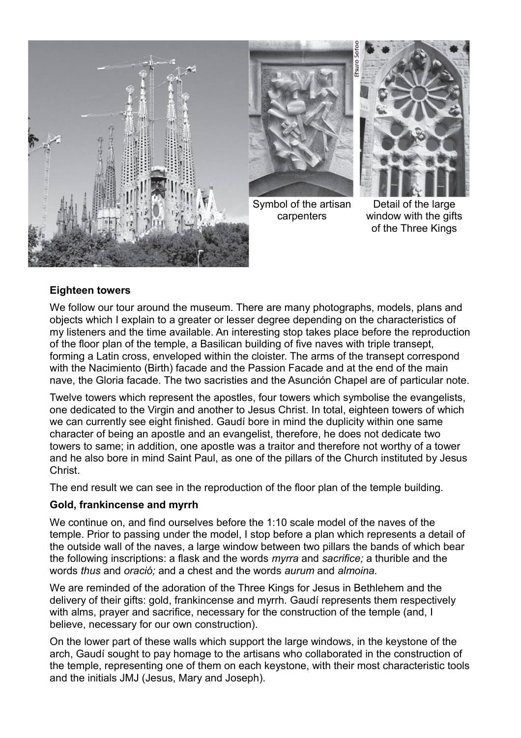Symbol of the artisan carpenters

Detail of the large window with the gifts of the Three Kings

**Eighteen towers**

We follow our tour around the museum. There are many photographs, models, plans and objects which I explain to a greater or lesser degree depending on the characteristics of my listeners and the time available. An interesting stop takes place before the reproduction of the floor plan of the temple, a Basilican building of five naves with triple transept, forming a Latin cross, enveloped within the cloister. The arms of the transept correspond with the Nacimiento (Birth) facade and the Passion Facade and at the end of the main nave, the Gloria facade. The two sacristies and the Asunción Chapel are of particular note.

Twelve towers which represent the apostles, four towers which symbolise the evangelists, one dedicated to the Virgin and another to Jesus Christ. In total, eighteen towers of which we can currently see eight finished. Gaudí bore in mind the duplicity within one same character of being an apostle and an evangelist, therefore, he does not dedicate two towers to same; in addition, one apostle was a traitor and therefore not worthy of a tower and he also bore in mind Saint Paul, as one of the pillars of the Church instituted by Jesus Christ.

The end result we can see in the reproduction of the floor plan of the temple building.

**Gold, frankincense and myrrh**

We continue on, and find ourselves before the 1:10 scale model of the naves of the temple. Prior to passing under the model, I stop before a plan which represents a detail of the outside wall of the naves, a large window between two pillars the bands of which bear the following inscriptions: a flask and the words *myrra* and *sacrifice;* a thurible and the words *thus* and *oració;* and a chest and the words *aurum* and *almoina.*

We are reminded of the adoration of the Three Kings for Jesus in Bethlehem and the delivery of their gifts: gold, frankincense and myrrh. Gaudí represents them respectively with alms, prayer and sacrifice, necessary for the construction of the temple (and, I believe, necessary for our own construction).

On the lower part of these walls which support the large windows, in the keystone of the arch, Gaudí sought to pay homage to the artisans who collaborated in the construction of the temple, representing one of them on each keystone, with their most characteristic tools and the initials JMJ (Jesus, Mary and Joseph).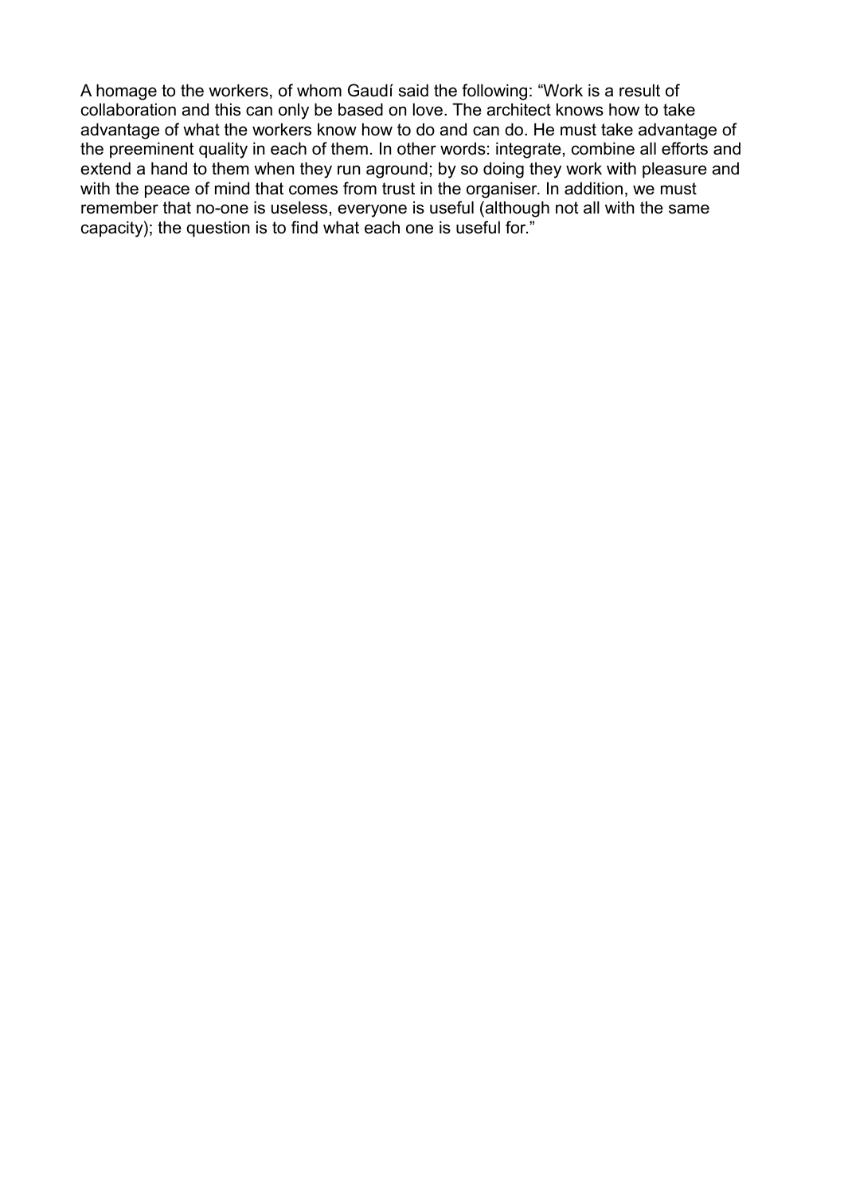A homage to the workers, of whom Gaudí said the following: “Work is a result of collaboration and this can only be based on love. The architect knows how to take advantage of what the workers know how to do and can do. He must take advantage of the preeminent quality in each of them. In other words: integrate, combine all efforts and extend a hand to them when they run aground; by so doing they work with pleasure and with the peace of mind that comes from trust in the organiser. In addition, we must remember that no-one is useless, everyone is useful (although not all with the same capacity); the question is to find what each one is useful for.”